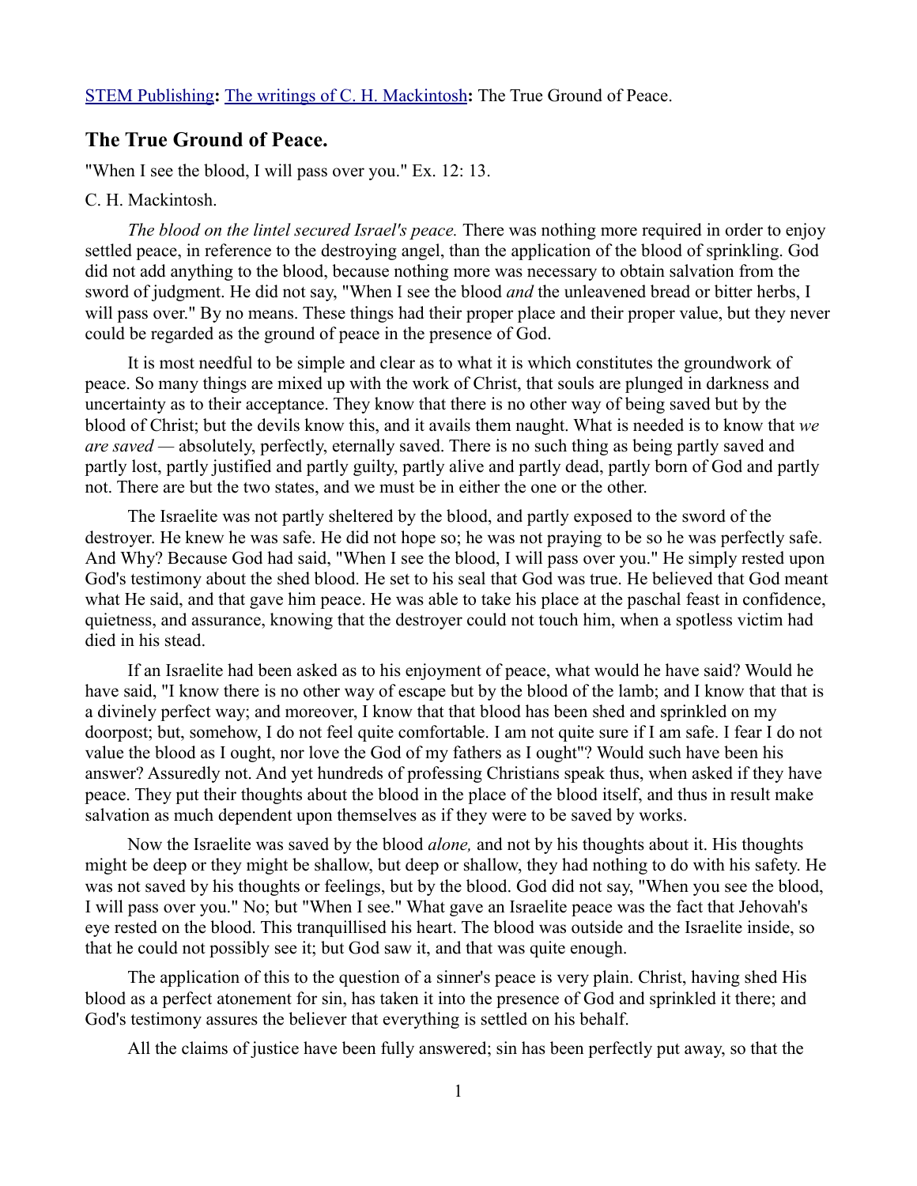STEM Publishing**:** The writings of C. H. Mackintosh**:** The True Ground of Peace.

## The True Ground of Peace.

"When I see the blood, I will pass over you." Ex. 12: 13.

C. H. Mackintosh.

*The blood on the lintel secured Israel's peace.* There was nothing more required in order to enjoy settled peace, in reference to the destroying angel, than the application of the blood of sprinkling. God did not add anything to the blood, because nothing more was necessary to obtain salvation from the sword of judgment. He did not say, "When I see the blood *and* the unleavened bread or bitter herbs, I will pass over." By no means. These things had their proper place and their proper value, but they never could be regarded as the ground of peace in the presence of God.

It is most needful to be simple and clear as to what it is which constitutes the groundwork of peace. So many things are mixed up with the work of Christ, that souls are plunged in darkness and uncertainty as to their acceptance. They know that there is no other way of being saved but by the blood of Christ; but the devils know this, and it avails them naught. What is needed is to know that *we are saved* — absolutely, perfectly, eternally saved. There is no such thing as being partly saved and partly lost, partly justified and partly guilty, partly alive and partly dead, partly born of God and partly not. There are but the two states, and we must be in either the one or the other.

The Israelite was not partly sheltered by the blood, and partly exposed to the sword of the destroyer. He knew he was safe. He did not hope so; he was not praying to be so he was perfectly safe. And Why? Because God had said, "When I see the blood, I will pass over you." He simply rested upon God's testimony about the shed blood. He set to his seal that God was true. He believed that God meant what He said, and that gave him peace. He was able to take his place at the paschal feast in confidence, quietness, and assurance, knowing that the destroyer could not touch him, when a spotless victim had died in his stead.

If an Israelite had been asked as to his enjoyment of peace, what would he have said? Would he have said, "I know there is no other way of escape but by the blood of the lamb; and I know that that is a divinely perfect way; and moreover, I know that that blood has been shed and sprinkled on my doorpost; but, somehow, I do not feel quite comfortable. I am not quite sure if I am safe. I fear I do not value the blood as I ought, nor love the God of my fathers as I ought"? Would such have been his answer? Assuredly not. And yet hundreds of professing Christians speak thus, when asked if they have peace. They put their thoughts about the blood in the place of the blood itself, and thus in result make salvation as much dependent upon themselves as if they were to be saved by works.

Now the Israelite was saved by the blood *alone,* and not by his thoughts about it. His thoughts might be deep or they might be shallow, but deep or shallow, they had nothing to do with his safety. He was not saved by his thoughts or feelings, but by the blood. God did not say, "When you see the blood, I will pass over you." No; but "When I see." What gave an Israelite peace was the fact that Jehovah's eye rested on the blood. This tranquillised his heart. The blood was outside and the Israelite inside, so that he could not possibly see it; but God saw it, and that was quite enough.

The application of this to the question of a sinner's peace is very plain. Christ, having shed His blood as a perfect atonement for sin, has taken it into the presence of God and sprinkled it there; and God's testimony assures the believer that everything is settled on his behalf.

All the claims of justice have been fully answered; sin has been perfectly put away, so that the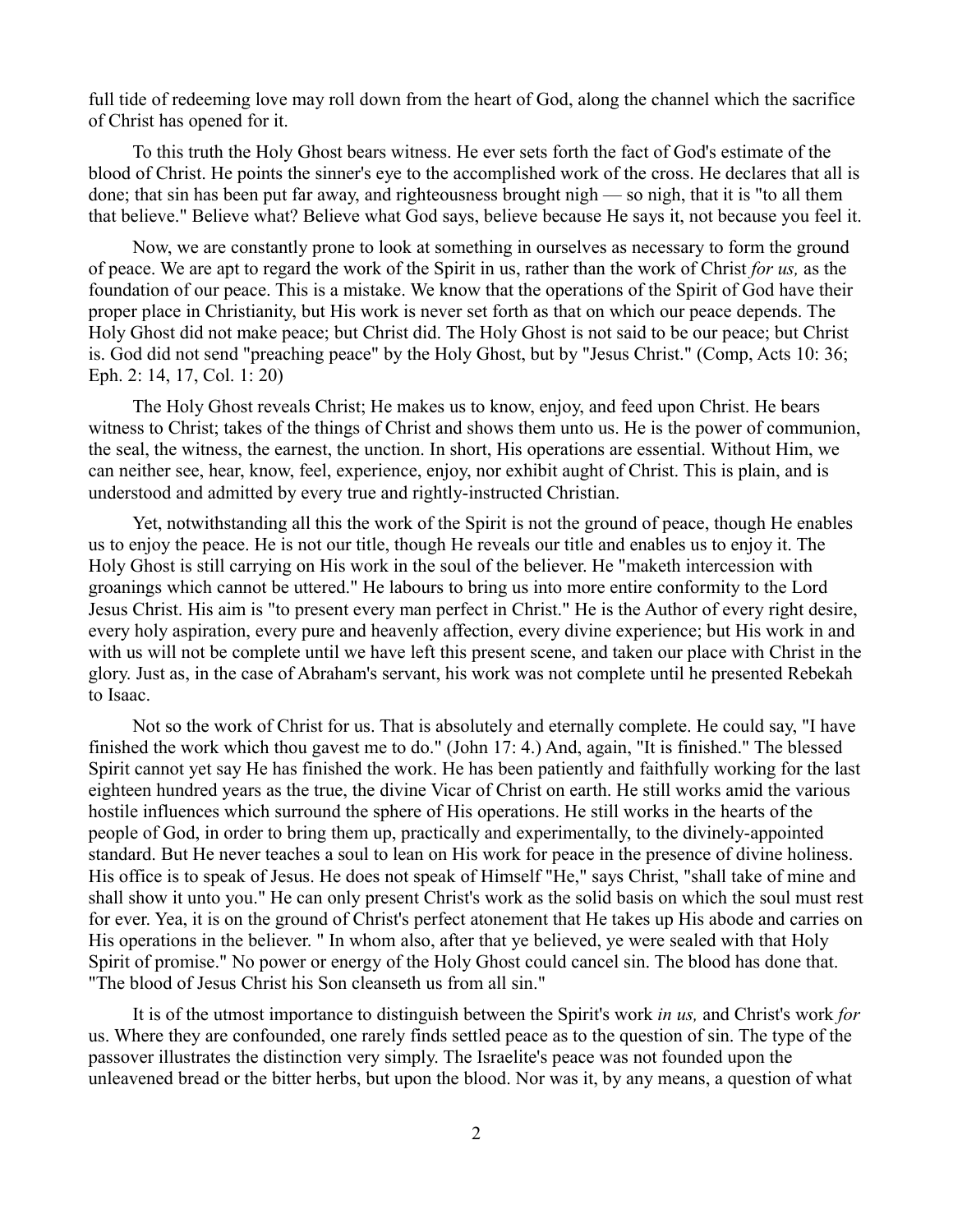full tide of redeeming love may roll down from the heart of God, along the channel which the sacrifice of Christ has opened for it.

To this truth the Holy Ghost bears witness. He ever sets forth the fact of God's estimate of the blood of Christ. He points the sinner's eye to the accomplished work of the cross. He declares that all is done; that sin has been put far away, and righteousness brought nigh — so nigh, that it is "to all them that believe." Believe what? Believe what God says, believe because He says it, not because you feel it.

Now, we are constantly prone to look at something in ourselves as necessary to form the ground of peace. We are apt to regard the work of the Spirit in us, rather than the work of Christ *for us,* as the foundation of our peace. This is a mistake. We know that the operations of the Spirit of God have their proper place in Christianity, but His work is never set forth as that on which our peace depends. The Holy Ghost did not make peace; but Christ did. The Holy Ghost is not said to be our peace; but Christ is. God did not send "preaching peace" by the Holy Ghost, but by "Jesus Christ." (Comp, Acts 10: 36; Eph. 2: 14, 17, Col. 1: 20)

The Holy Ghost reveals Christ; He makes us to know, enjoy, and feed upon Christ. He bears witness to Christ; takes of the things of Christ and shows them unto us. He is the power of communion, the seal, the witness, the earnest, the unction. In short, His operations are essential. Without Him, we can neither see, hear, know, feel, experience, enjoy, nor exhibit aught of Christ. This is plain, and is understood and admitted by every true and rightly-instructed Christian.

Yet, notwithstanding all this the work of the Spirit is not the ground of peace, though He enables us to enjoy the peace. He is not our title, though He reveals our title and enables us to enjoy it. The Holy Ghost is still carrying on His work in the soul of the believer. He "maketh intercession with groanings which cannot be uttered." He labours to bring us into more entire conformity to the Lord Jesus Christ. His aim is "to present every man perfect in Christ." He is the Author of every right desire, every holy aspiration, every pure and heavenly affection, every divine experience; but His work in and with us will not be complete until we have left this present scene, and taken our place with Christ in the glory. Just as, in the case of Abraham's servant, his work was not complete until he presented Rebekah to Isaac.

Not so the work of Christ for us. That is absolutely and eternally complete. He could say, "I have finished the work which thou gavest me to do." (John 17: 4.) And, again, "It is finished." The blessed Spirit cannot yet say He has finished the work. He has been patiently and faithfully working for the last eighteen hundred years as the true, the divine Vicar of Christ on earth. He still works amid the various hostile influences which surround the sphere of His operations. He still works in the hearts of the people of God, in order to bring them up, practically and experimentally, to the divinely-appointed standard. But He never teaches a soul to lean on His work for peace in the presence of divine holiness. His office is to speak of Jesus. He does not speak of Himself "He," says Christ, "shall take of mine and shall show it unto you." He can only present Christ's work as the solid basis on which the soul must rest for ever. Yea, it is on the ground of Christ's perfect atonement that He takes up His abode and carries on His operations in the believer. " In whom also, after that ye believed, ye were sealed with that Holy Spirit of promise." No power or energy of the Holy Ghost could cancel sin. The blood has done that. "The blood of Jesus Christ his Son cleanseth us from all sin."

It is of the utmost importance to distinguish between the Spirit's work *in us,* and Christ's work *for* us. Where they are confounded, one rarely finds settled peace as to the question of sin. The type of the passover illustrates the distinction very simply. The Israelite's peace was not founded upon the unleavened bread or the bitter herbs, but upon the blood. Nor was it, by any means, a question of what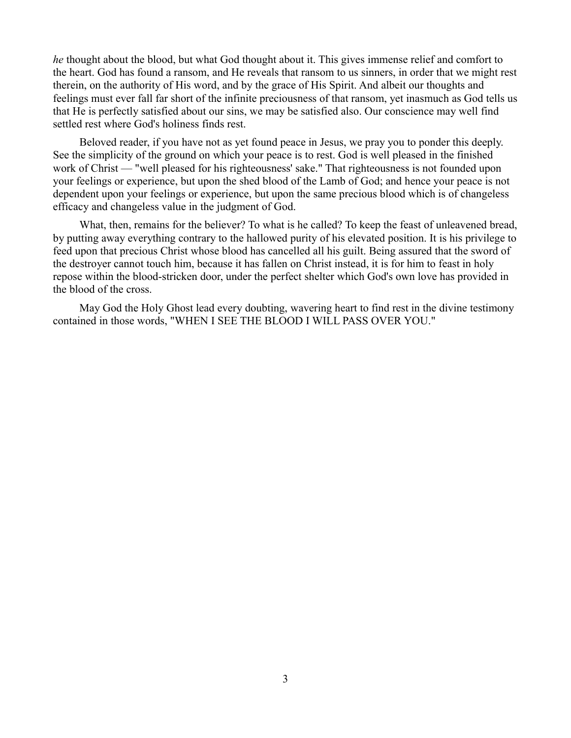*he* thought about the blood, but what God thought about it. This gives immense relief and comfort to the heart. God has found a ransom, and He reveals that ransom to us sinners, in order that we might rest therein, on the authority of His word, and by the grace of His Spirit. And albeit our thoughts and feelings must ever fall far short of the infinite preciousness of that ransom, yet inasmuch as God tells us that He is perfectly satisfied about our sins, we may be satisfied also. Our conscience may well find settled rest where God's holiness finds rest.

Beloved reader, if you have not as yet found peace in Jesus, we pray you to ponder this deeply. See the simplicity of the ground on which your peace is to rest. God is well pleased in the finished work of Christ — "well pleased for his righteousness' sake." That righteousness is not founded upon your feelings or experience, but upon the shed blood of the Lamb of God; and hence your peace is not dependent upon your feelings or experience, but upon the same precious blood which is of changeless efficacy and changeless value in the judgment of God.

What, then, remains for the believer? To what is he called? To keep the feast of unleavened bread, by putting away everything contrary to the hallowed purity of his elevated position. It is his privilege to feed upon that precious Christ whose blood has cancelled all his guilt. Being assured that the sword of the destroyer cannot touch him, because it has fallen on Christ instead, it is for him to feast in holy repose within the blood-stricken door, under the perfect shelter which God's own love has provided in the blood of the cross.

May God the Holy Ghost lead every doubting, wavering heart to find rest in the divine testimony contained in those words, "WHEN I SEE THE BLOOD I WILL PASS OVER YOU."